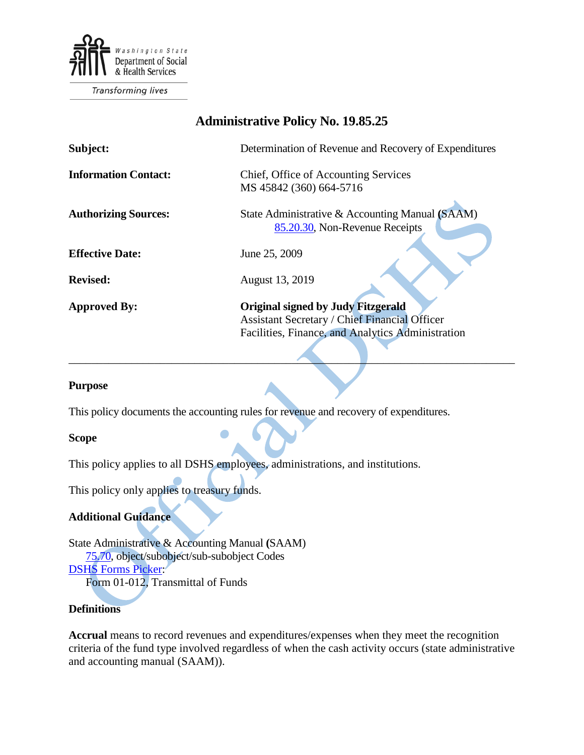Washington State Department of Social & Health Services

Transforming lives

# Administrative Policy No. 19.85.25

| | |
|---|---|
| **Subject:** | Determination of Revenue and Recovery of Expenditures |
| **Information Contact:** | Chief, Office of Accounting Services<br>MS 45842 (360) 664-5716 |
| **Authorizing Sources:** | State Administrative & Accounting Manual (SAAM)<br>85.20.30, Non-Revenue Receipts |
| **Effective Date:** | June 25, 2009 |
| **Revised:** | August 13, 2019 |
| **Approved By:** | **Original signed by Judy Fitzgerald**<br>Assistant Secretary / Chief Financial Officer<br>Facilities, Finance, and Analytics Administration |

---

## Purpose

This policy documents the accounting rules for revenue and recovery of expenditures.

## Scope

This policy applies to all DSHS employees, administrations, and institutions.

This policy only applies to treasury funds.

## Additional Guidance

State Administrative & Accounting Manual (SAAM)
 75.70, object/subobject/sub-subobject Codes
DSHS Forms Picker:
 Form 01-012, Transmittal of Funds

## Definitions

**Accrual** means to record revenues and expenditures/expenses when they meet the recognition criteria of the fund type involved regardless of when the cash activity occurs (state administrative and accounting manual (SAAM)).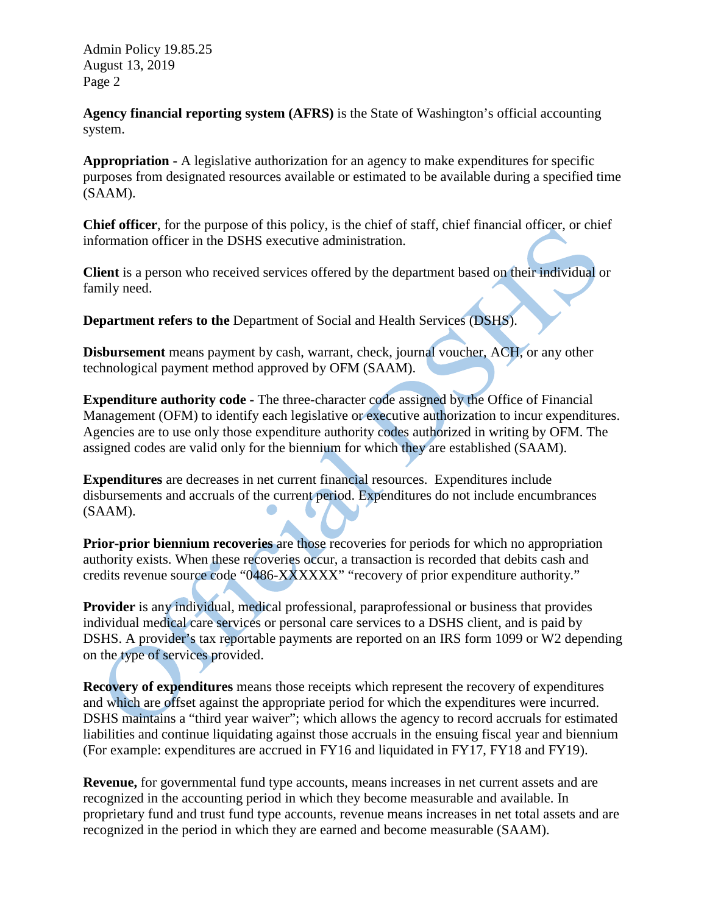**Agency financial reporting system (AFRS)** is the State of Washington's official accounting system.

**Appropriation -** A legislative authorization for an agency to make expenditures for specific purposes from designated resources available or estimated to be available during a specified time (SAAM).

**Chief officer**, for the purpose of this policy, is the chief of staff, chief financial officer, or chief information officer in the DSHS executive administration.

**Client** is a person who received services offered by the department based on their individual or family need.

**Department refers to the** Department of Social and Health Services (DSHS).

**Disbursement** means payment by cash, warrant, check, journal voucher, ACH, or any other technological payment method approved by OFM (SAAM).

**Expenditure authority code -** The three-character code assigned by the Office of Financial Management (OFM) to identify each legislative or executive authorization to incur expenditures. Agencies are to use only those expenditure authority codes authorized in writing by OFM. The assigned codes are valid only for the biennium for which they are established (SAAM).

**Expenditures** are decreases in net current financial resources. Expenditures include disbursements and accruals of the current period. Expenditures do not include encumbrances (SAAM).

**Prior-prior biennium recoveries** are those recoveries for periods for which no appropriation authority exists. When these recoveries occur, a transaction is recorded that debits cash and credits revenue source code "0486-XXXXXX" "recovery of prior expenditure authority."

**Provider** is any individual, medical professional, paraprofessional or business that provides individual medical care services or personal care services to a DSHS client, and is paid by DSHS. A provider's tax reportable payments are reported on an IRS form 1099 or W2 depending on the type of services provided.

**Recovery of expenditures** means those receipts which represent the recovery of expenditures and which are offset against the appropriate period for which the expenditures were incurred. DSHS maintains a "third year waiver"; which allows the agency to record accruals for estimated liabilities and continue liquidating against those accruals in the ensuing fiscal year and biennium (For example: expenditures are accrued in FY16 and liquidated in FY17, FY18 and FY19).

**Revenue,** for governmental fund type accounts, means increases in net current assets and are recognized in the accounting period in which they become measurable and available. In proprietary fund and trust fund type accounts, revenue means increases in net total assets and are recognized in the period in which they are earned and become measurable (SAAM).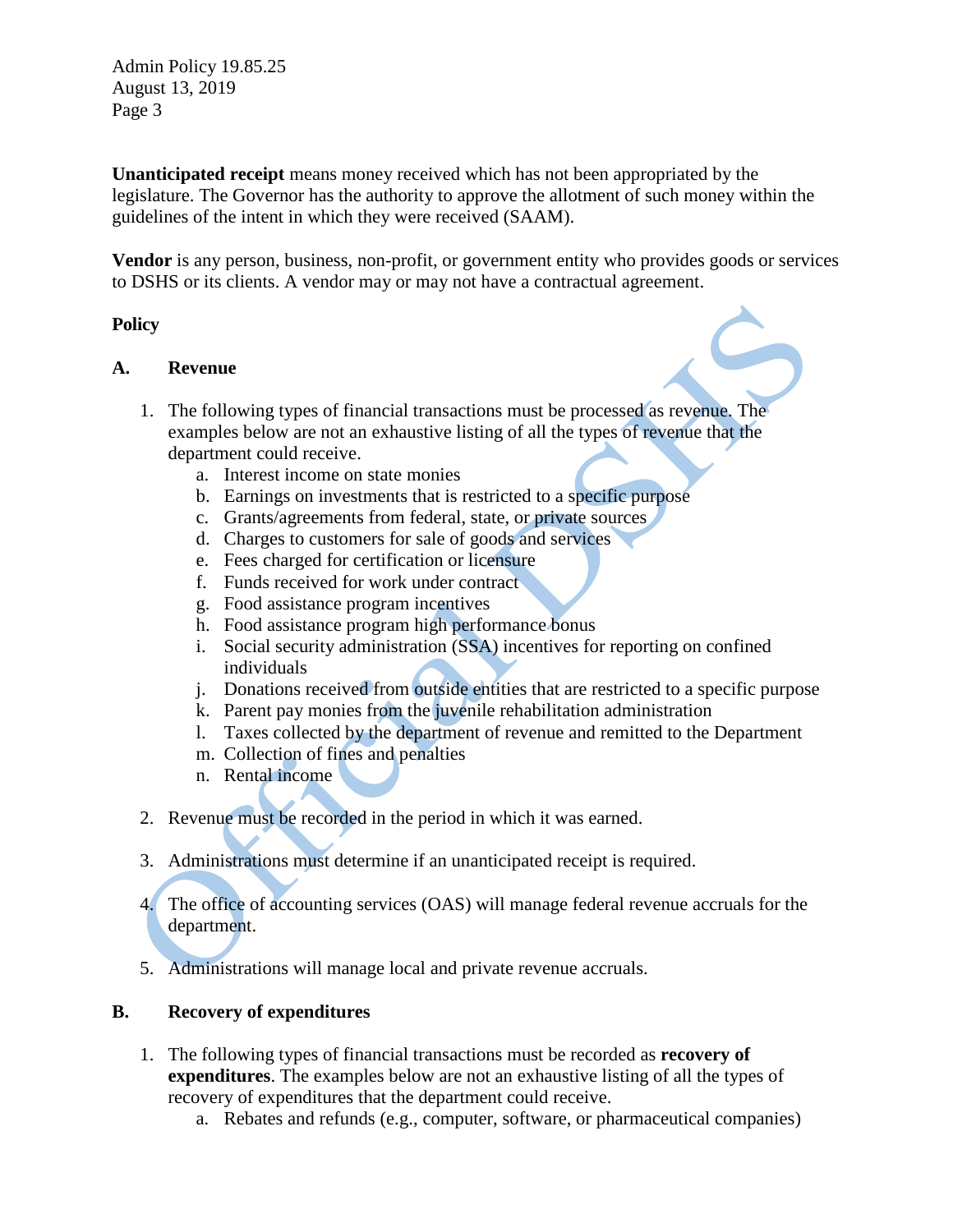**Unanticipated receipt** means money received which has not been appropriated by the legislature. The Governor has the authority to approve the allotment of such money within the guidelines of the intent in which they were received (SAAM).

**Vendor** is any person, business, non-profit, or government entity who provides goods or services to DSHS or its clients. A vendor may or may not have a contractual agreement.

## Policy

### A. Revenue

1. The following types of financial transactions must be processed as revenue. The examples below are not an exhaustive listing of all the types of revenue that the department could receive.
   a. Interest income on state monies
   b. Earnings on investments that is restricted to a specific purpose
   c. Grants/agreements from federal, state, or private sources
   d. Charges to customers for sale of goods and services
   e. Fees charged for certification or licensure
   f. Funds received for work under contract
   g. Food assistance program incentives
   h. Food assistance program high performance bonus
   i. Social security administration (SSA) incentives for reporting on confined individuals
   j. Donations received from outside entities that are restricted to a specific purpose
   k. Parent pay monies from the juvenile rehabilitation administration
   l. Taxes collected by the department of revenue and remitted to the Department
   m. Collection of fines and penalties
   n. Rental income

2. Revenue must be recorded in the period in which it was earned.

3. Administrations must determine if an unanticipated receipt is required.

4. The office of accounting services (OAS) will manage federal revenue accruals for the department.

5. Administrations will manage local and private revenue accruals.

### B. Recovery of expenditures

1. The following types of financial transactions must be recorded as **recovery of expenditures**. The examples below are not an exhaustive listing of all the types of recovery of expenditures that the department could receive.
   a. Rebates and refunds (e.g., computer, software, or pharmaceutical companies)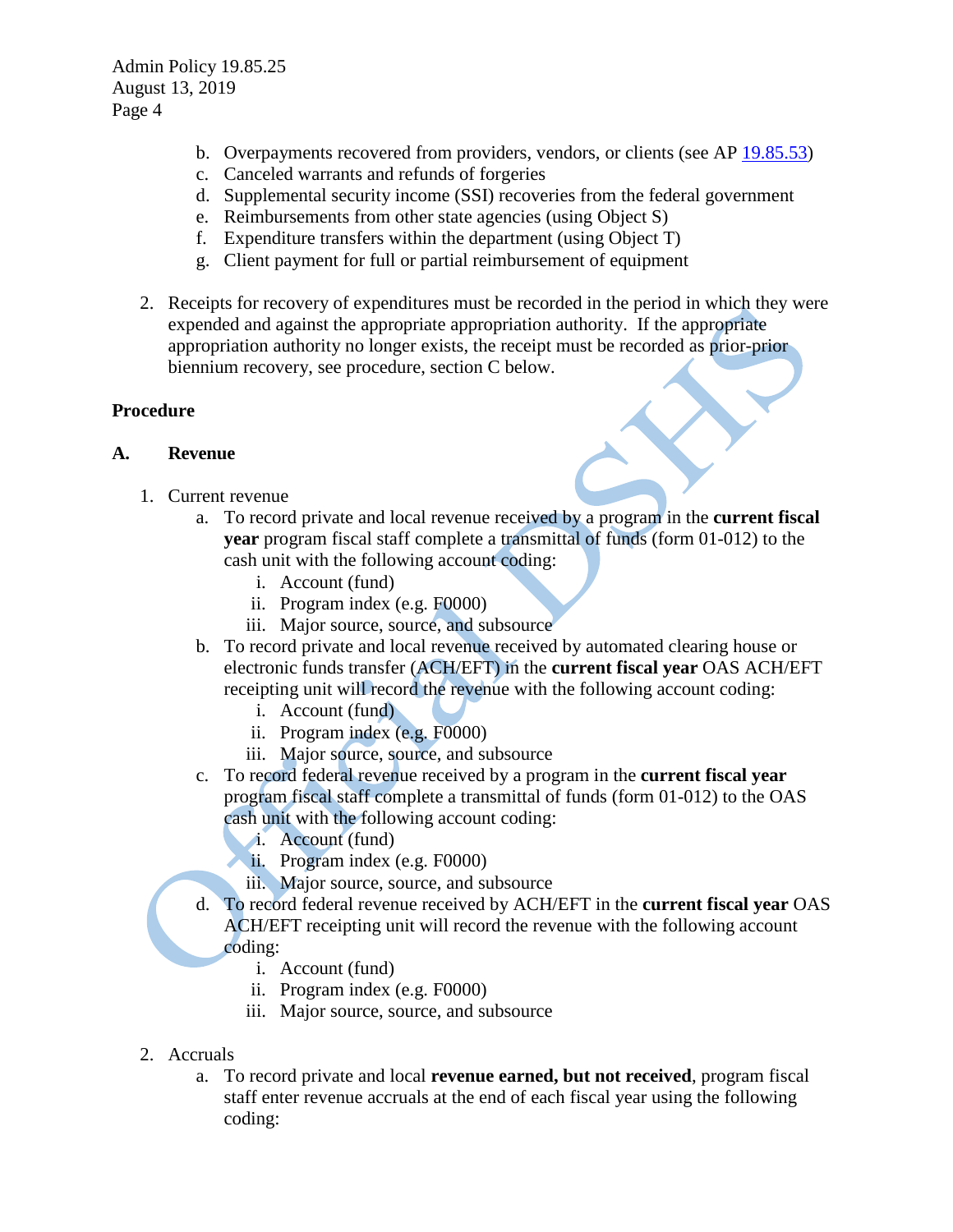b. Overpayments recovered from providers, vendors, or clients (see AP [19.85.53](19.85.53))
c. Canceled warrants and refunds of forgeries
d. Supplemental security income (SSI) recoveries from the federal government
e. Reimbursements from other state agencies (using Object S)
f. Expenditure transfers within the department (using Object T)
g. Client payment for full or partial reimbursement of equipment

2. Receipts for recovery of expenditures must be recorded in the period in which they were expended and against the appropriate appropriation authority. If the appropriate appropriation authority no longer exists, the receipt must be recorded as prior-prior biennium recovery, see procedure, section C below.

**Procedure**

**A. Revenue**

1. Current revenue
   a. To record private and local revenue received by a program in the **current fiscal year** program fiscal staff complete a transmittal of funds (form 01-012) to the cash unit with the following account coding:
      i. Account (fund)
      ii. Program index (e.g. F0000)
      iii. Major source, source, and subsource
   b. To record private and local revenue received by automated clearing house or electronic funds transfer (ACH/EFT) in the **current fiscal year** OAS ACH/EFT receipting unit will record the revenue with the following account coding:
      i. Account (fund)
      ii. Program index (e.g. F0000)
      iii. Major source, source, and subsource
   c. To record federal revenue received by a program in the **current fiscal year** program fiscal staff complete a transmittal of funds (form 01-012) to the OAS cash unit with the following account coding:
      i. Account (fund)
      ii. Program index (e.g. F0000)
      iii. Major source, source, and subsource
   d. To record federal revenue received by ACH/EFT in the **current fiscal year** OAS ACH/EFT receipting unit will record the revenue with the following account coding:
      i. Account (fund)
      ii. Program index (e.g. F0000)
      iii. Major source, source, and subsource

2. Accruals
   a. To record private and local **revenue earned, but not received**, program fiscal staff enter revenue accruals at the end of each fiscal year using the following coding: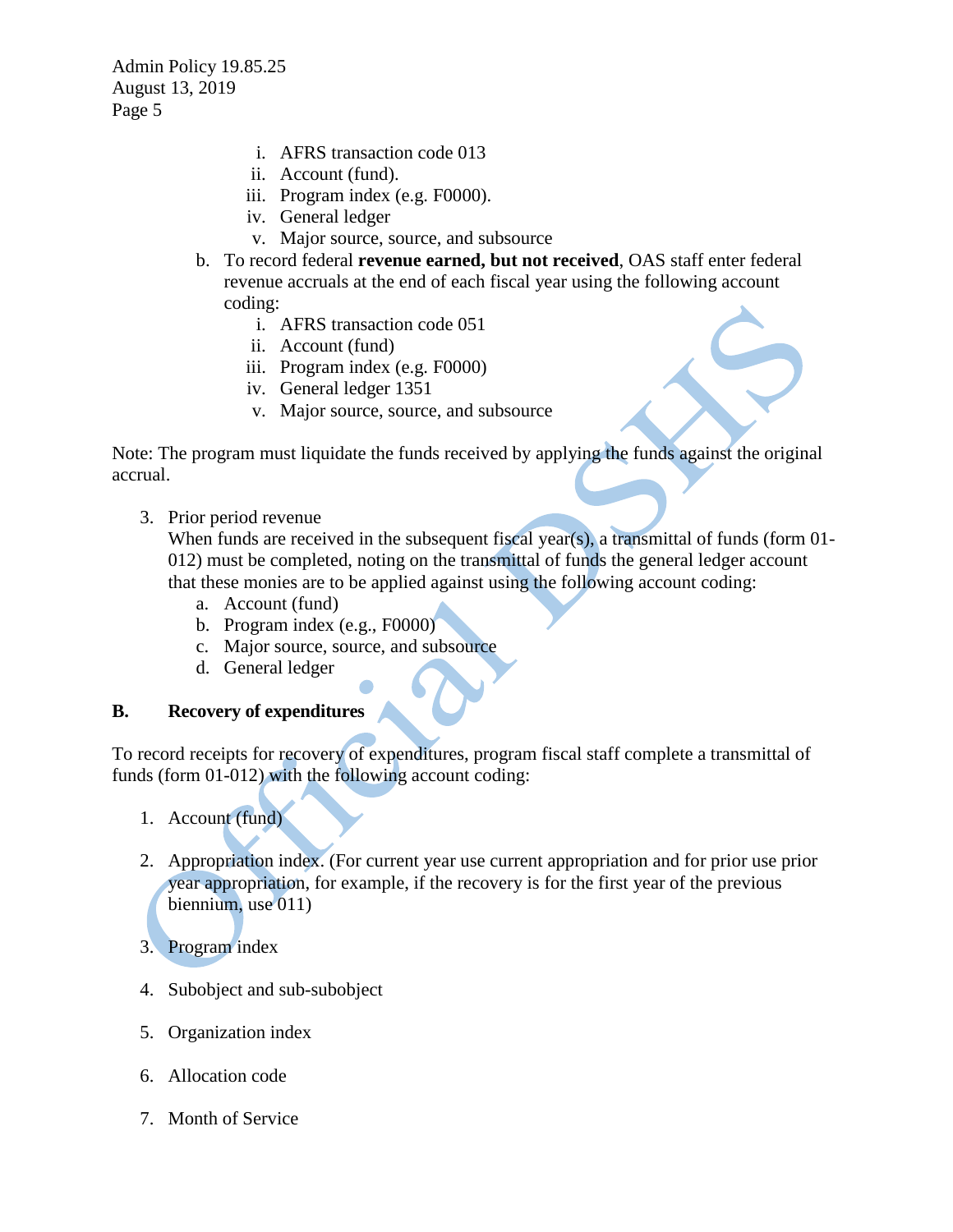- i. AFRS transaction code 013
   - ii. Account (fund).
   - iii. Program index (e.g. F0000).
   - iv. General ledger
   - v. Major source, source, and subsource

b. To record federal **revenue earned, but not received**, OAS staff enter federal revenue accruals at the end of each fiscal year using the following account coding:
   - i. AFRS transaction code 051
   - ii. Account (fund)
   - iii. Program index (e.g. F0000)
   - iv. General ledger 1351
   - v. Major source, source, and subsource

Note: The program must liquidate the funds received by applying the funds against the original accrual.

3. Prior period revenue
   When funds are received in the subsequent fiscal year(s), a transmittal of funds (form 01-012) must be completed, noting on the transmittal of funds the general ledger account that these monies are to be applied against using the following account coding:
   a. Account (fund)
   b. Program index (e.g., F0000)
   c. Major source, source, and subsource
   d. General ledger

**B. Recovery of expenditures**

To record receipts for recovery of expenditures, program fiscal staff complete a transmittal of funds (form 01-012) with the following account coding:

1. Account (fund)

2. Appropriation index. (For current year use current appropriation and for prior use prior year appropriation, for example, if the recovery is for the first year of the previous biennium, use 011)

3. Program index

4. Subobject and sub-subobject

5. Organization index

6. Allocation code

7. Month of Service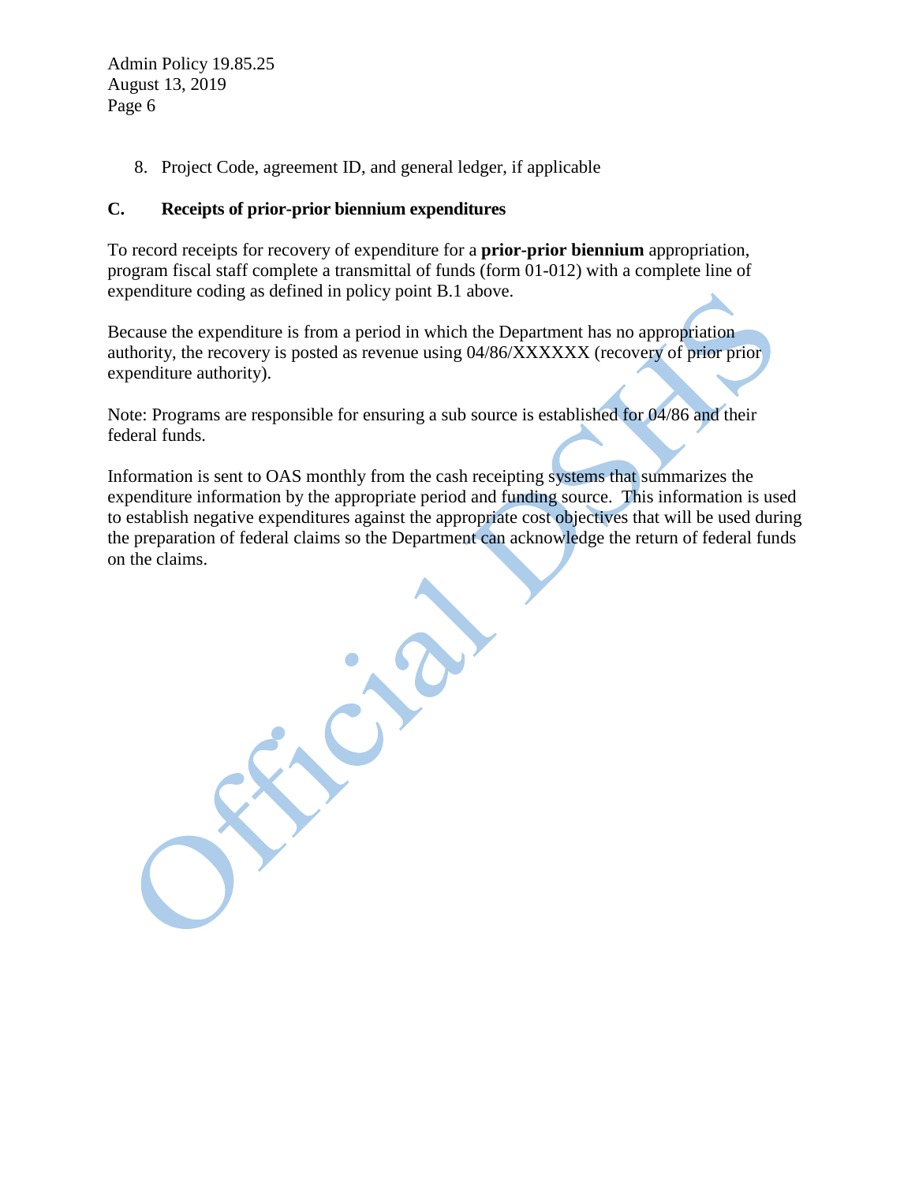8. Project Code, agreement ID, and general ledger, if applicable

### C. Receipts of prior-prior biennium expenditures

To record receipts for recovery of expenditure for a **prior-prior biennium** appropriation, program fiscal staff complete a transmittal of funds (form 01-012) with a complete line of expenditure coding as defined in policy point B.1 above.

Because the expenditure is from a period in which the Department has no appropriation authority, the recovery is posted as revenue using 04/86/XXXXXX (recovery of prior prior expenditure authority).

Note: Programs are responsible for ensuring a sub source is established for 04/86 and their federal funds.

Information is sent to OAS monthly from the cash receipting systems that summarizes the expenditure information by the appropriate period and funding source. This information is used to establish negative expenditures against the appropriate cost objectives that will be used during the preparation of federal claims so the Department can acknowledge the return of federal funds on the claims.